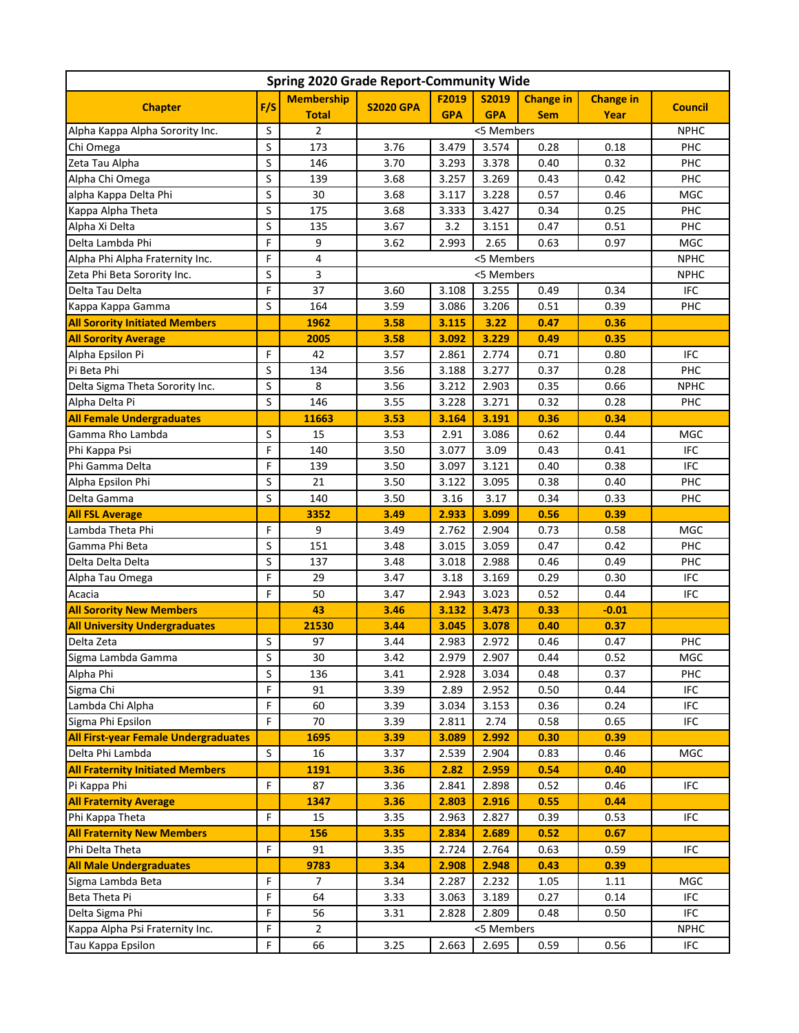| Spring 2020 Grade Report-Community Wide | | | | | | | | |
|---|---|---|---|---|---|---|---|---|
| **Chapter** | **F/S** | **Membership Total** | **S2020 GPA** | **F2019 GPA** | **S2019 GPA** | **Change in Sem** | **Change in Year** | **Council** |
| Alpha Kappa Alpha Sorority Inc. | S | 2 | <5 Members | | | | | NPHC |
| Chi Omega | S | 173 | 3.76 | 3.479 | 3.574 | 0.28 | 0.18 | PHC |
| Zeta Tau Alpha | S | 146 | 3.70 | 3.293 | 3.378 | 0.40 | 0.32 | PHC |
| Alpha Chi Omega | S | 139 | 3.68 | 3.257 | 3.269 | 0.43 | 0.42 | PHC |
| alpha Kappa Delta Phi | S | 30 | 3.68 | 3.117 | 3.228 | 0.57 | 0.46 | MGC |
| Kappa Alpha Theta | S | 175 | 3.68 | 3.333 | 3.427 | 0.34 | 0.25 | PHC |
| Alpha Xi Delta | S | 135 | 3.67 | 3.2 | 3.151 | 0.47 | 0.51 | PHC |
| Delta Lambda Phi | F | 9 | 3.62 | 2.993 | 2.65 | 0.63 | 0.97 | MGC |
| Alpha Phi Alpha Fraternity Inc. | F | 4 | <5 Members | | | | | NPHC |
| Zeta Phi Beta Sorority Inc. | S | 3 | <5 Members | | | | | NPHC |
| Delta Tau Delta | F | 37 | 3.60 | 3.108 | 3.255 | 0.49 | 0.34 | IFC |
| Kappa Kappa Gamma | S | 164 | 3.59 | 3.086 | 3.206 | 0.51 | 0.39 | PHC |
| **All Sorority Initiated Members** | | **1962** | **3.58** | **3.115** | **3.22** | **0.47** | **0.36** | |
| **All Sorority Average** | | **2005** | **3.58** | **3.092** | **3.229** | **0.49** | **0.35** | |
| Alpha Epsilon Pi | F | 42 | 3.57 | 2.861 | 2.774 | 0.71 | 0.80 | IFC |
| Pi Beta Phi | S | 134 | 3.56 | 3.188 | 3.277 | 0.37 | 0.28 | PHC |
| Delta Sigma Theta Sorority Inc. | S | 8 | 3.56 | 3.212 | 2.903 | 0.35 | 0.66 | NPHC |
| Alpha Delta Pi | S | 146 | 3.55 | 3.228 | 3.271 | 0.32 | 0.28 | PHC |
| **All Female Undergraduates** | | **11663** | **3.53** | **3.164** | **3.191** | **0.36** | **0.34** | |
| Gamma Rho Lambda | S | 15 | 3.53 | 2.91 | 3.086 | 0.62 | 0.44 | MGC |
| Phi Kappa Psi | F | 140 | 3.50 | 3.077 | 3.09 | 0.43 | 0.41 | IFC |
| Phi Gamma Delta | F | 139 | 3.50 | 3.097 | 3.121 | 0.40 | 0.38 | IFC |
| Alpha Epsilon Phi | S | 21 | 3.50 | 3.122 | 3.095 | 0.38 | 0.40 | PHC |
| Delta Gamma | S | 140 | 3.50 | 3.16 | 3.17 | 0.34 | 0.33 | PHC |
| **All FSL Average** | | **3352** | **3.49** | **2.933** | **3.099** | **0.56** | **0.39** | |
| Lambda Theta Phi | F | 9 | 3.49 | 2.762 | 2.904 | 0.73 | 0.58 | MGC |
| Gamma Phi Beta | S | 151 | 3.48 | 3.015 | 3.059 | 0.47 | 0.42 | PHC |
| Delta Delta Delta | S | 137 | 3.48 | 3.018 | 2.988 | 0.46 | 0.49 | PHC |
| Alpha Tau Omega | F | 29 | 3.47 | 3.18 | 3.169 | 0.29 | 0.30 | IFC |
| Acacia | F | 50 | 3.47 | 2.943 | 3.023 | 0.52 | 0.44 | IFC |
| **All Sorority New Members** | | **43** | **3.46** | **3.132** | **3.473** | **0.33** | **-0.01** | |
| **All University Undergraduates** | | **21530** | **3.44** | **3.045** | **3.078** | **0.40** | **0.37** | |
| Delta Zeta | S | 97 | 3.44 | 2.983 | 2.972 | 0.46 | 0.47 | PHC |
| Sigma Lambda Gamma | S | 30 | 3.42 | 2.979 | 2.907 | 0.44 | 0.52 | MGC |
| Alpha Phi | S | 136 | 3.41 | 2.928 | 3.034 | 0.48 | 0.37 | PHC |
| Sigma Chi | F | 91 | 3.39 | 2.89 | 2.952 | 0.50 | 0.44 | IFC |
| Lambda Chi Alpha | F | 60 | 3.39 | 3.034 | 3.153 | 0.36 | 0.24 | IFC |
| Sigma Phi Epsilon | F | 70 | 3.39 | 2.811 | 2.74 | 0.58 | 0.65 | IFC |
| **All First-year Female Undergraduates** | | **1695** | **3.39** | **3.089** | **2.992** | **0.30** | **0.39** | |
| Delta Phi Lambda | S | 16 | 3.37 | 2.539 | 2.904 | 0.83 | 0.46 | MGC |
| **All Fraternity Initiated Members** | | **1191** | **3.36** | **2.82** | **2.959** | **0.54** | **0.40** | |
| Pi Kappa Phi | F | 87 | 3.36 | 2.841 | 2.898 | 0.52 | 0.46 | IFC |
| **All Fraternity Average** | | **1347** | **3.36** | **2.803** | **2.916** | **0.55** | **0.44** | |
| Phi Kappa Theta | F | 15 | 3.35 | 2.963 | 2.827 | 0.39 | 0.53 | IFC |
| **All Fraternity New Members** | | **156** | **3.35** | **2.834** | **2.689** | **0.52** | **0.67** | |
| Phi Delta Theta | F | 91 | 3.35 | 2.724 | 2.764 | 0.63 | 0.59 | IFC |
| **All Male Undergraduates** | | **9783** | **3.34** | **2.908** | **2.948** | **0.43** | **0.39** | |
| Sigma Lambda Beta | F | 7 | 3.34 | 2.287 | 2.232 | 1.05 | 1.11 | MGC |
| Beta Theta Pi | F | 64 | 3.33 | 3.063 | 3.189 | 0.27 | 0.14 | IFC |
| Delta Sigma Phi | F | 56 | 3.31 | 2.828 | 2.809 | 0.48 | 0.50 | IFC |
| Kappa Alpha Psi Fraternity Inc. | F | 2 | <5 Members | | | | | NPHC |
| Tau Kappa Epsilon | F | 66 | 3.25 | 2.663 | 2.695 | 0.59 | 0.56 | IFC |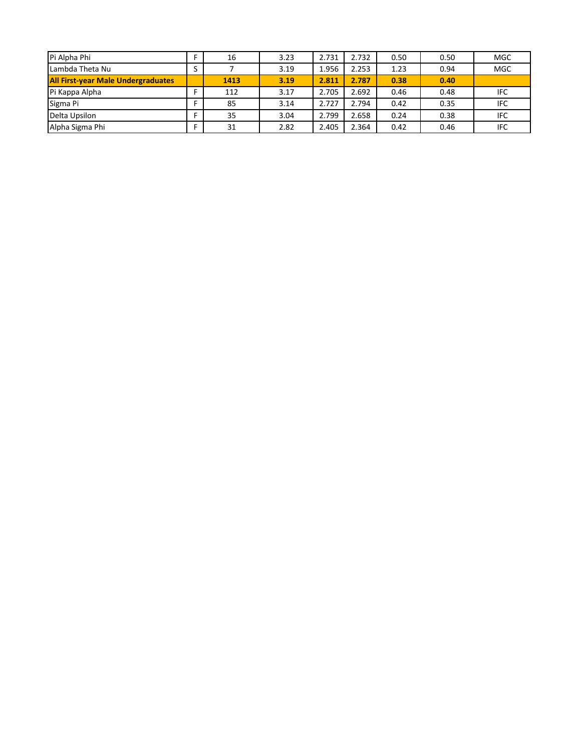| | | | | | | | | |
|---|---|---|---|---|---|---|---|---|
| Pi Alpha Phi | F | 16 | 3.23 | 2.731 | 2.732 | 0.50 | 0.50 | MGC |
| Lambda Theta Nu | S | 7 | 3.19 | 1.956 | 2.253 | 1.23 | 0.94 | MGC |
| **All First-year Male Undergraduates** | | **1413** | **3.19** | **2.811** | **2.787** | **0.38** | **0.40** | |
| Pi Kappa Alpha | F | 112 | 3.17 | 2.705 | 2.692 | 0.46 | 0.48 | IFC |
| Sigma Pi | F | 85 | 3.14 | 2.727 | 2.794 | 0.42 | 0.35 | IFC |
| Delta Upsilon | F | 35 | 3.04 | 2.799 | 2.658 | 0.24 | 0.38 | IFC |
| Alpha Sigma Phi | F | 31 | 2.82 | 2.405 | 2.364 | 0.42 | 0.46 | IFC |